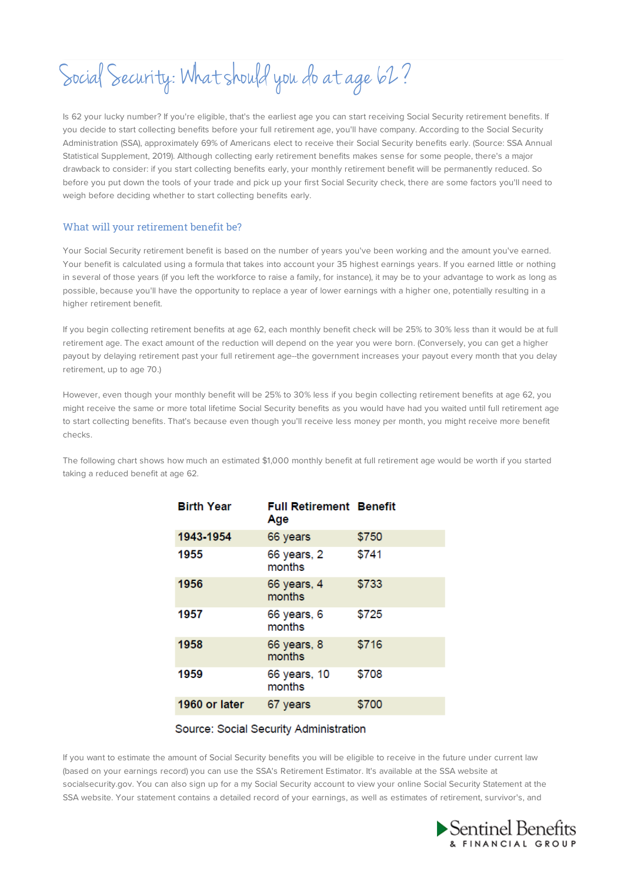# Social Security: What should you do at age 62?

Is 62 your lucky number? If you're eligible, that's the earliest age you can start receiving Social Security retirement benefits. If you decide to start collecting benefits before your full retirement age, you'll have company. According to the Social Security Administration (SSA), approximately 69% of Americans elect to receive their Social Security benefits early. (Source: SSA Annual Statistical Supplement, 2019). Although collecting early retirement benefits makes sense for some people, there's a major drawback to consider: if you start collecting benefits early, your monthly retirement benefit will be permanently reduced. So before you put down the tools of your trade and pick up your first Social Security check, there are some factors you'll need to weigh before deciding whether to start collecting benefits early.

## What will your retirement benefit be?

Your Social Security retirement benefit is based on the number of years you've been working and the amount you've earned. Your benefit is calculated using a formula that takes into account your 35 highest earnings years. If you earned little or nothing in several of those years (if you left the workforce to raise a family, for instance), it may be to your advantage to work as long as possible, because you'll have the opportunity to replace a year of lower earnings with a higher one, potentially resulting in a higher retirement benefit.

If you begin collecting retirement benefits at age 62, each monthly benefit check will be 25% to 30% less than it would be at full retirement age. The exact amount of the reduction will depend on the year you were born. (Conversely, you can get a higher payout by delaying retirement past your full retirement age--the government increases your payout every month that you delay retirement, up to age 70.)

However, even though your monthly benefit will be 25% to 30% less if you begin collecting retirement benefits at age 62, you might receive the same or more total lifetime Social Security benefits as you would have had you waited until full retirement age to start collecting benefits. That's because even though you'll receive less money per month, you might receive more benefit checks.

The following chart shows how much an estimated $1,000 monthly benefit at full retirement age would be worth if you started taking a reduced benefit at age 62.

| Birth Year | Full Retirement Age | Benefit |
|---|---|---|
| 1943-1954 | 66 years | $750 |
| 1955 | 66 years, 2 months | $741 |
| 1956 | 66 years, 4 months | $733 |
| 1957 | 66 years, 6 months | $725 |
| 1958 | 66 years, 8 months | $716 |
| 1959 | 66 years, 10 months | $708 |
| 1960 or later | 67 years | $700 |

Source: Social Security Administration

If you want to estimate the amount of Social Security benefits you will be eligible to receive in the future under current law (based on your earnings record) you can use the SSA's Retirement Estimator. It's available at the SSA website at socialsecurity.gov. You can also sign up for a my Social Security account to view your online Social Security Statement at the SSA website. Your statement contains a detailed record of your earnings, as well as estimates of retirement, survivor's, and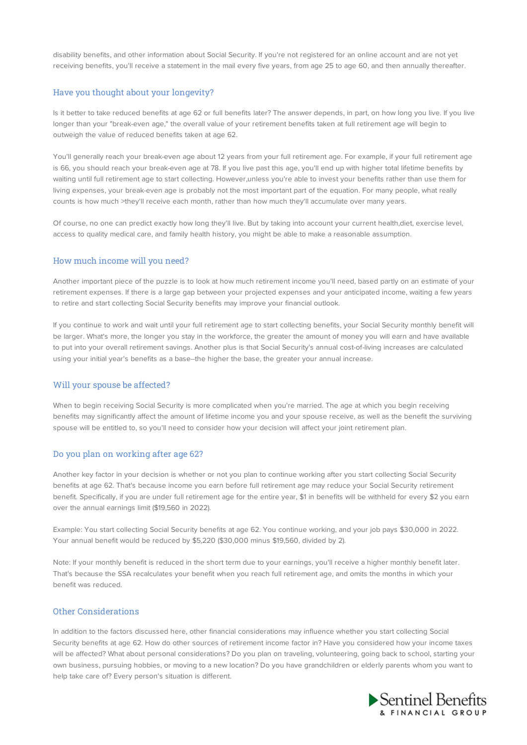disability benefits, and other information about Social Security. If you're not registered for an online account and are not yet receiving benefits, you'll receive a statement in the mail every five years, from age 25 to age 60, and then annually thereafter.

## Have you thought about your longevity?

Is it better to take reduced benefits at age 62 or full benefits later? The answer depends, in part, on how long you live. If you live longer than your "break-even age," the overall value of your retirement benefits taken at full retirement age will begin to outweigh the value of reduced benefits taken at age 62.

You'll generally reach your break-even age about 12 years from your full retirement age. For example, if your full retirement age is 66, you should reach your break-even age at 78. If you live past this age, you'll end up with higher total lifetime benefits by waiting until full retirement age to start collecting. However,unless you're able to invest your benefits rather than use them for living expenses, your break-even age is probably not the most important part of the equation. For many people, what really counts is how much >they'll receive each month, rather than how much they'll accumulate over many years.

Of course, no one can predict exactly how long they'll live. But by taking into account your current health,diet, exercise level, access to quality medical care, and family health history, you might be able to make a reasonable assumption.

## How much income will you need?

Another important piece of the puzzle is to look at how much retirement income you'll need, based partly on an estimate of your retirement expenses. If there is a large gap between your projected expenses and your anticipated income, waiting a few years to retire and start collecting Social Security benefits may improve your financial outlook.

If you continue to work and wait until your full retirement age to start collecting benefits, your Social Security monthly benefit will be larger. What's more, the longer you stay in the workforce, the greater the amount of money you will earn and have available to put into your overall retirement savings. Another plus is that Social Security's annual cost-of-living increases are calculated using your initial year's benefits as a base--the higher the base, the greater your annual increase.

## Will your spouse be affected?

When to begin receiving Social Security is more complicated when you're married. The age at which you begin receiving benefits may significantly affect the amount of lifetime income you and your spouse receive, as well as the benefit the surviving spouse will be entitled to, so you'll need to consider how your decision will affect your joint retirement plan.

## Do you plan on working after age 62?

Another key factor in your decision is whether or not you plan to continue working after you start collecting Social Security benefits at age 62. That's because income you earn before full retirement age may reduce your Social Security retirement benefit. Specifically, if you are under full retirement age for the entire year, $1 in benefits will be withheld for every $2 you earn over the annual earnings limit ($19,560 in 2022).

Example: You start collecting Social Security benefits at age 62. You continue working, and your job pays $30,000 in 2022. Your annual benefit would be reduced by $5,220 ($30,000 minus $19,560, divided by 2).

Note: If your monthly benefit is reduced in the short term due to your earnings, you'll receive a higher monthly benefit later. That's because the SSA recalculates your benefit when you reach full retirement age, and omits the months in which your benefit was reduced.

## Other Considerations

In addition to the factors discussed here, other financial considerations may influence whether you start collecting Social Security benefits at age 62. How do other sources of retirement income factor in? Have you considered how your income taxes will be affected? What about personal considerations? Do you plan on traveling, volunteering, going back to school, starting your own business, pursuing hobbies, or moving to a new location? Do you have grandchildren or elderly parents whom you want to help take care of? Every person's situation is different.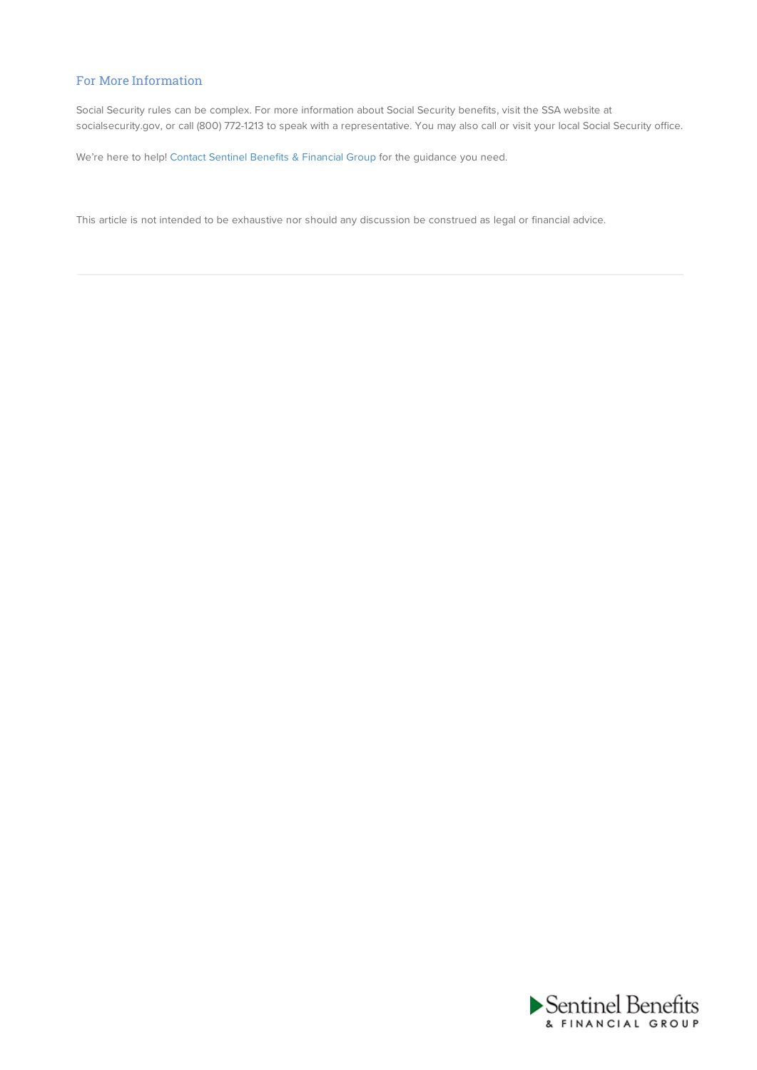## For More Information

Social Security rules can be complex. For more information about Social Security benefits, visit the SSA website at socialsecurity.gov, or call (800) 772-1213 to speak with a representative. You may also call or visit your local Social Security office.

We're here to help! Contact Sentinel Benefits & Financial Group for the guidance you need.

This article is not intended to be exhaustive nor should any discussion be construed as legal or financial advice.

---

Sentinel Benefits & FINANCIAL GROUP